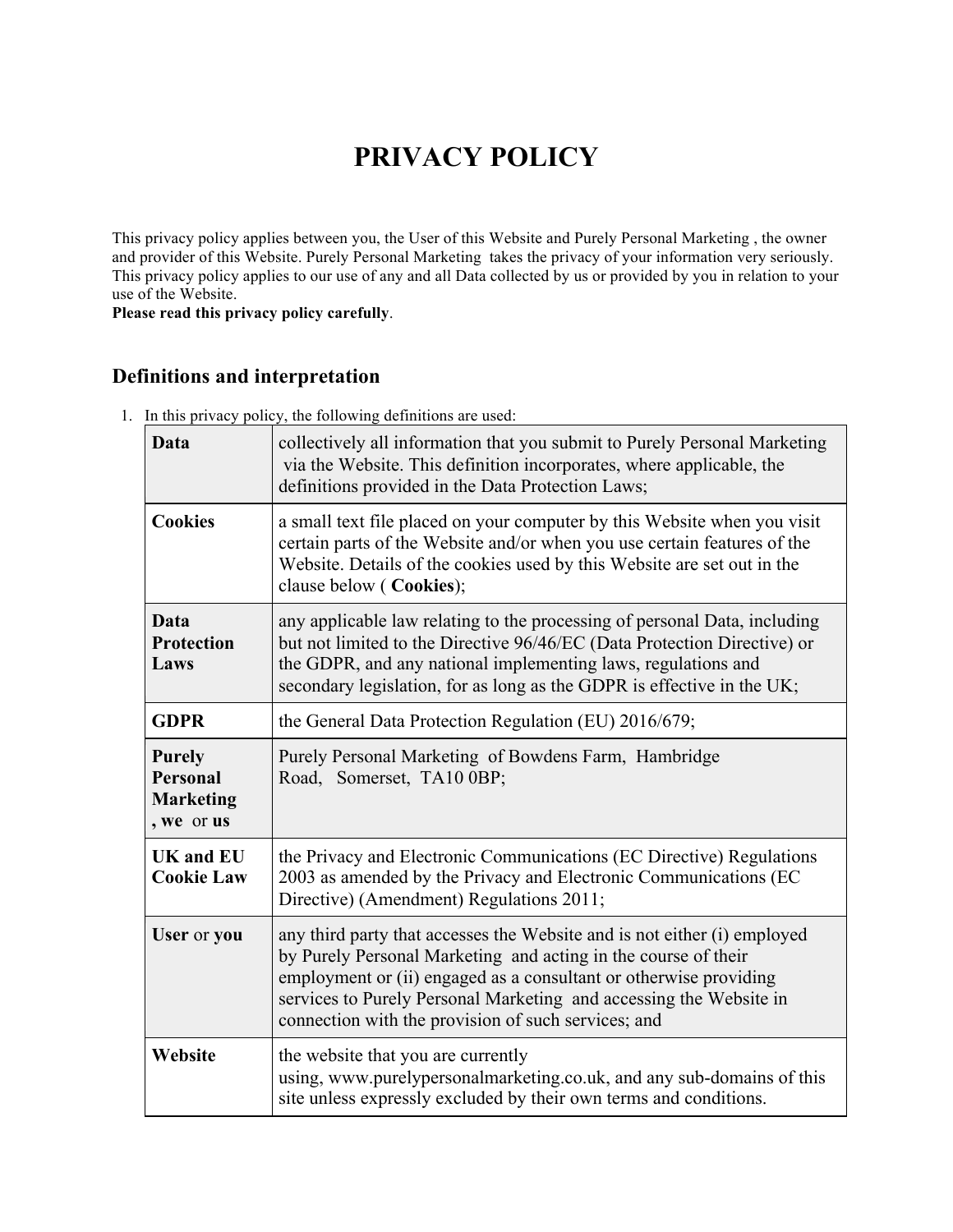# PRIVACY POLICY

This privacy policy applies between you, the User of this Website and Purely Personal Marketing , the owner and provider of this Website. Purely Personal Marketing takes the privacy of your information very seriously. This privacy policy applies to our use of any and all Data collected by us or provided by you in relation to your use of the Website.

**Please read this privacy policy carefully**.

## Definitions and interpretation

1. In this privacy policy, the following definitions are used:

| | |
|---|---|
| **Data** | collectively all information that you submit to Purely Personal Marketing via the Website. This definition incorporates, where applicable, the definitions provided in the Data Protection Laws; |
| **Cookies** | a small text file placed on your computer by this Website when you visit certain parts of the Website and/or when you use certain features of the Website. Details of the cookies used by this Website are set out in the clause below ( **Cookies**); |
| **Data Protection Laws** | any applicable law relating to the processing of personal Data, including but not limited to the Directive 96/46/EC (Data Protection Directive) or the GDPR, and any national implementing laws, regulations and secondary legislation, for as long as the GDPR is effective in the UK; |
| **GDPR** | the General Data Protection Regulation (EU) 2016/679; |
| **Purely Personal Marketing , we** or **us** | Purely Personal Marketing of Bowdens Farm, Hambridge Road, Somerset, TA10 0BP; |
| **UK and EU Cookie Law** | the Privacy and Electronic Communications (EC Directive) Regulations 2003 as amended by the Privacy and Electronic Communications (EC Directive) (Amendment) Regulations 2011; |
| **User** or **you** | any third party that accesses the Website and is not either (i) employed by Purely Personal Marketing and acting in the course of their employment or (ii) engaged as a consultant or otherwise providing services to Purely Personal Marketing and accessing the Website in connection with the provision of such services; and |
| **Website** | the website that you are currently using, www.purelypersonalmarketing.co.uk, and any sub-domains of this site unless expressly excluded by their own terms and conditions. |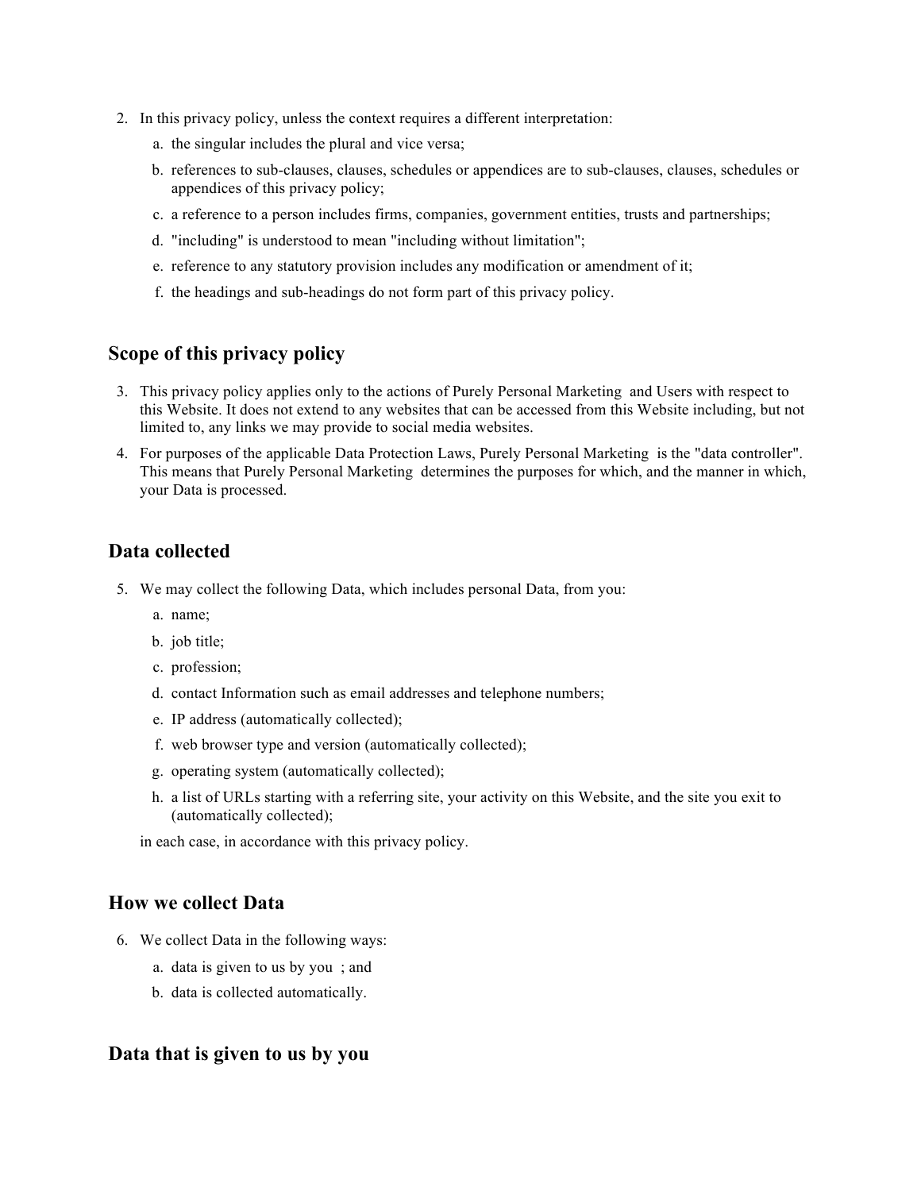2. In this privacy policy, unless the context requires a different interpretation:
    a. the singular includes the plural and vice versa;
    b. references to sub-clauses, clauses, schedules or appendices are to sub-clauses, clauses, schedules or appendices of this privacy policy;
    c. a reference to a person includes firms, companies, government entities, trusts and partnerships;
    d. "including" is understood to mean "including without limitation";
    e. reference to any statutory provision includes any modification or amendment of it;
    f. the headings and sub-headings do not form part of this privacy policy.

## Scope of this privacy policy

3. This privacy policy applies only to the actions of Purely Personal Marketing and Users with respect to this Website. It does not extend to any websites that can be accessed from this Website including, but not limited to, any links we may provide to social media websites.
4. For purposes of the applicable Data Protection Laws, Purely Personal Marketing is the "data controller". This means that Purely Personal Marketing determines the purposes for which, and the manner in which, your Data is processed.

## Data collected

5. We may collect the following Data, which includes personal Data, from you:
    a. name;
    b. job title;
    c. profession;
    d. contact Information such as email addresses and telephone numbers;
    e. IP address (automatically collected);
    f. web browser type and version (automatically collected);
    g. operating system (automatically collected);
    h. a list of URLs starting with a referring site, your activity on this Website, and the site you exit to (automatically collected);

    in each case, in accordance with this privacy policy.

## How we collect Data

6. We collect Data in the following ways:
    a. data is given to us by you ; and
    b. data is collected automatically.

## Data that is given to us by you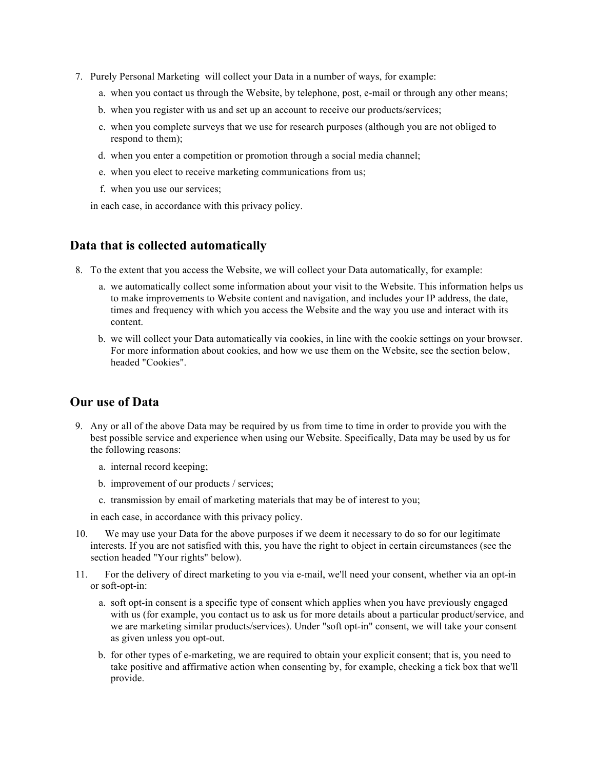7. Purely Personal Marketing will collect your Data in a number of ways, for example:
    a. when you contact us through the Website, by telephone, post, e-mail or through any other means;
    b. when you register with us and set up an account to receive our products/services;
    c. when you complete surveys that we use for research purposes (although you are not obliged to respond to them);
    d. when you enter a competition or promotion through a social media channel;
    e. when you elect to receive marketing communications from us;
    f. when you use our services;

    in each case, in accordance with this privacy policy.

## Data that is collected automatically

8. To the extent that you access the Website, we will collect your Data automatically, for example:
    a. we automatically collect some information about your visit to the Website. This information helps us to make improvements to Website content and navigation, and includes your IP address, the date, times and frequency with which you access the Website and the way you use and interact with its content.
    b. we will collect your Data automatically via cookies, in line with the cookie settings on your browser. For more information about cookies, and how we use them on the Website, see the section below, headed "Cookies".

## Our use of Data

9. Any or all of the above Data may be required by us from time to time in order to provide you with the best possible service and experience when using our Website. Specifically, Data may be used by us for the following reasons:
    a. internal record keeping;
    b. improvement of our products / services;
    c. transmission by email of marketing materials that may be of interest to you;

    in each case, in accordance with this privacy policy.
10. We may use your Data for the above purposes if we deem it necessary to do so for our legitimate interests. If you are not satisfied with this, you have the right to object in certain circumstances (see the section headed "Your rights" below).
11. For the delivery of direct marketing to you via e-mail, we'll need your consent, whether via an opt-in or soft-opt-in:
    a. soft opt-in consent is a specific type of consent which applies when you have previously engaged with us (for example, you contact us to ask us for more details about a particular product/service, and we are marketing similar products/services). Under "soft opt-in" consent, we will take your consent as given unless you opt-out.
    b. for other types of e-marketing, we are required to obtain your explicit consent; that is, you need to take positive and affirmative action when consenting by, for example, checking a tick box that we'll provide.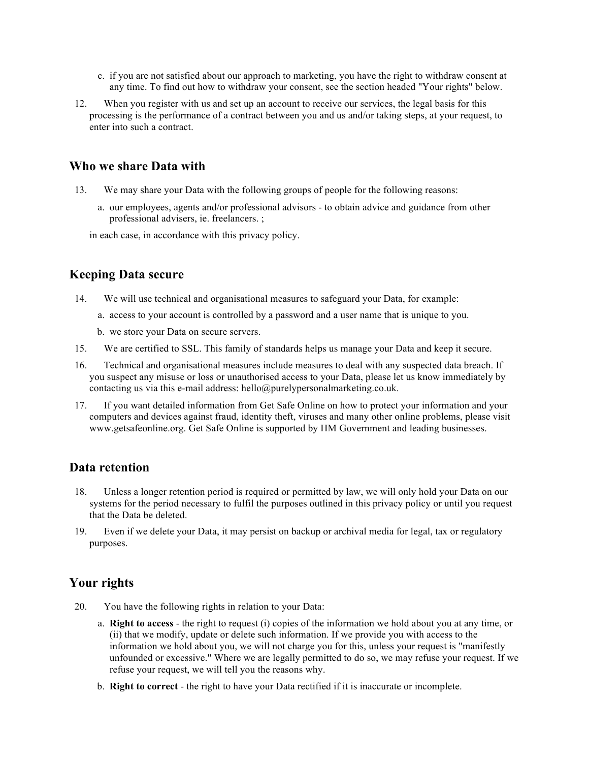c. if you are not satisfied about our approach to marketing, you have the right to withdraw consent at any time. To find out how to withdraw your consent, see the section headed "Your rights" below.

12. When you register with us and set up an account to receive our services, the legal basis for this processing is the performance of a contract between you and us and/or taking steps, at your request, to enter into such a contract.

## Who we share Data with

13. We may share your Data with the following groups of people for the following reasons:

    a. our employees, agents and/or professional advisors - to obtain advice and guidance from other professional advisers, ie. freelancers. ;

    in each case, in accordance with this privacy policy.

## Keeping Data secure

14. We will use technical and organisational measures to safeguard your Data, for example:

    a. access to your account is controlled by a password and a user name that is unique to you.

    b. we store your Data on secure servers.

15. We are certified to SSL. This family of standards helps us manage your Data and keep it secure.

16. Technical and organisational measures include measures to deal with any suspected data breach. If you suspect any misuse or loss or unauthorised access to your Data, please let us know immediately by contacting us via this e-mail address: hello@purelypersonalmarketing.co.uk.

17. If you want detailed information from Get Safe Online on how to protect your information and your computers and devices against fraud, identity theft, viruses and many other online problems, please visit www.getsafeonline.org. Get Safe Online is supported by HM Government and leading businesses.

## Data retention

18. Unless a longer retention period is required or permitted by law, we will only hold your Data on our systems for the period necessary to fulfil the purposes outlined in this privacy policy or until you request that the Data be deleted.

19. Even if we delete your Data, it may persist on backup or archival media for legal, tax or regulatory purposes.

## Your rights

20. You have the following rights in relation to your Data:

    a. **Right to access** - the right to request (i) copies of the information we hold about you at any time, or (ii) that we modify, update or delete such information. If we provide you with access to the information we hold about you, we will not charge you for this, unless your request is "manifestly unfounded or excessive." Where we are legally permitted to do so, we may refuse your request. If we refuse your request, we will tell you the reasons why.

    b. **Right to correct** - the right to have your Data rectified if it is inaccurate or incomplete.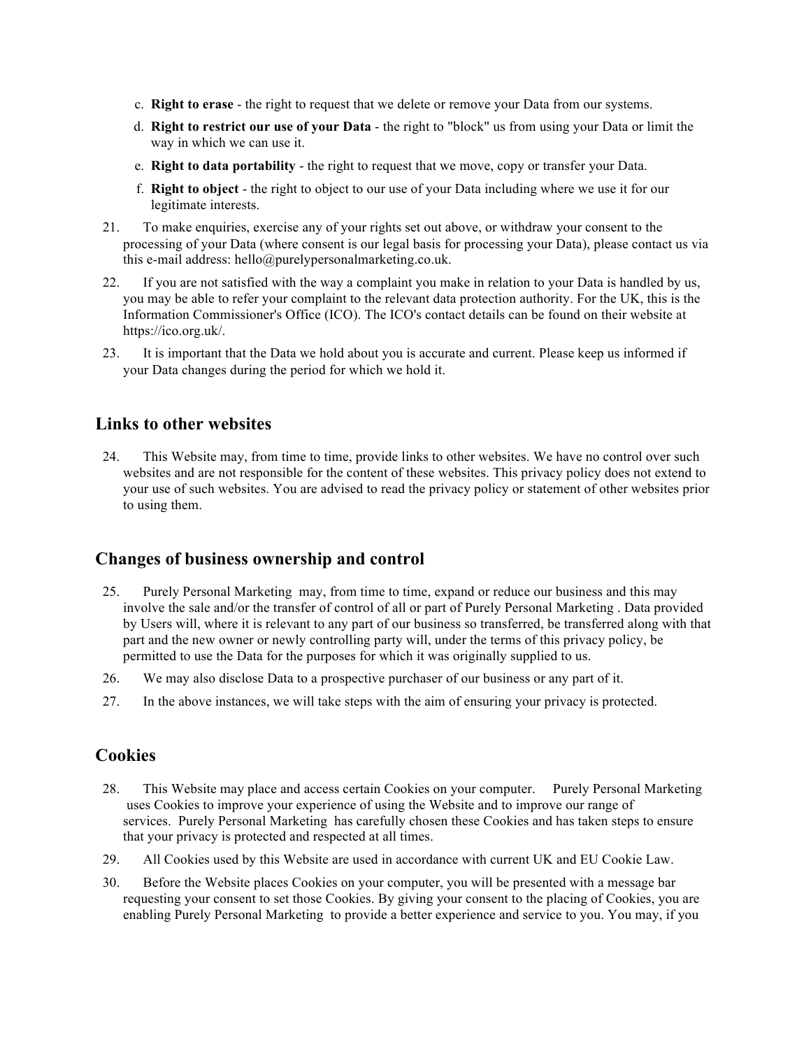c. **Right to erase** - the right to request that we delete or remove your Data from our systems.
d. **Right to restrict our use of your Data** - the right to "block" us from using your Data or limit the way in which we can use it.
e. **Right to data portability** - the right to request that we move, copy or transfer your Data.
f. **Right to object** - the right to object to our use of your Data including where we use it for our legitimate interests.

21. To make enquiries, exercise any of your rights set out above, or withdraw your consent to the processing of your Data (where consent is our legal basis for processing your Data), please contact us via this e-mail address: hello@purelypersonalmarketing.co.uk.
22. If you are not satisfied with the way a complaint you make in relation to your Data is handled by us, you may be able to refer your complaint to the relevant data protection authority. For the UK, this is the Information Commissioner's Office (ICO). The ICO's contact details can be found on their website at https://ico.org.uk/.
23. It is important that the Data we hold about you is accurate and current. Please keep us informed if your Data changes during the period for which we hold it.

## Links to other websites

24. This Website may, from time to time, provide links to other websites. We have no control over such websites and are not responsible for the content of these websites. This privacy policy does not extend to your use of such websites. You are advised to read the privacy policy or statement of other websites prior to using them.

## Changes of business ownership and control

25. Purely Personal Marketing may, from time to time, expand or reduce our business and this may involve the sale and/or the transfer of control of all or part of Purely Personal Marketing . Data provided by Users will, where it is relevant to any part of our business so transferred, be transferred along with that part and the new owner or newly controlling party will, under the terms of this privacy policy, be permitted to use the Data for the purposes for which it was originally supplied to us.
26. We may also disclose Data to a prospective purchaser of our business or any part of it.
27. In the above instances, we will take steps with the aim of ensuring your privacy is protected.

## Cookies

28. This Website may place and access certain Cookies on your computer. Purely Personal Marketing uses Cookies to improve your experience of using the Website and to improve our range of services. Purely Personal Marketing has carefully chosen these Cookies and has taken steps to ensure that your privacy is protected and respected at all times.
29. All Cookies used by this Website are used in accordance with current UK and EU Cookie Law.
30. Before the Website places Cookies on your computer, you will be presented with a message bar requesting your consent to set those Cookies. By giving your consent to the placing of Cookies, you are enabling Purely Personal Marketing to provide a better experience and service to you. You may, if you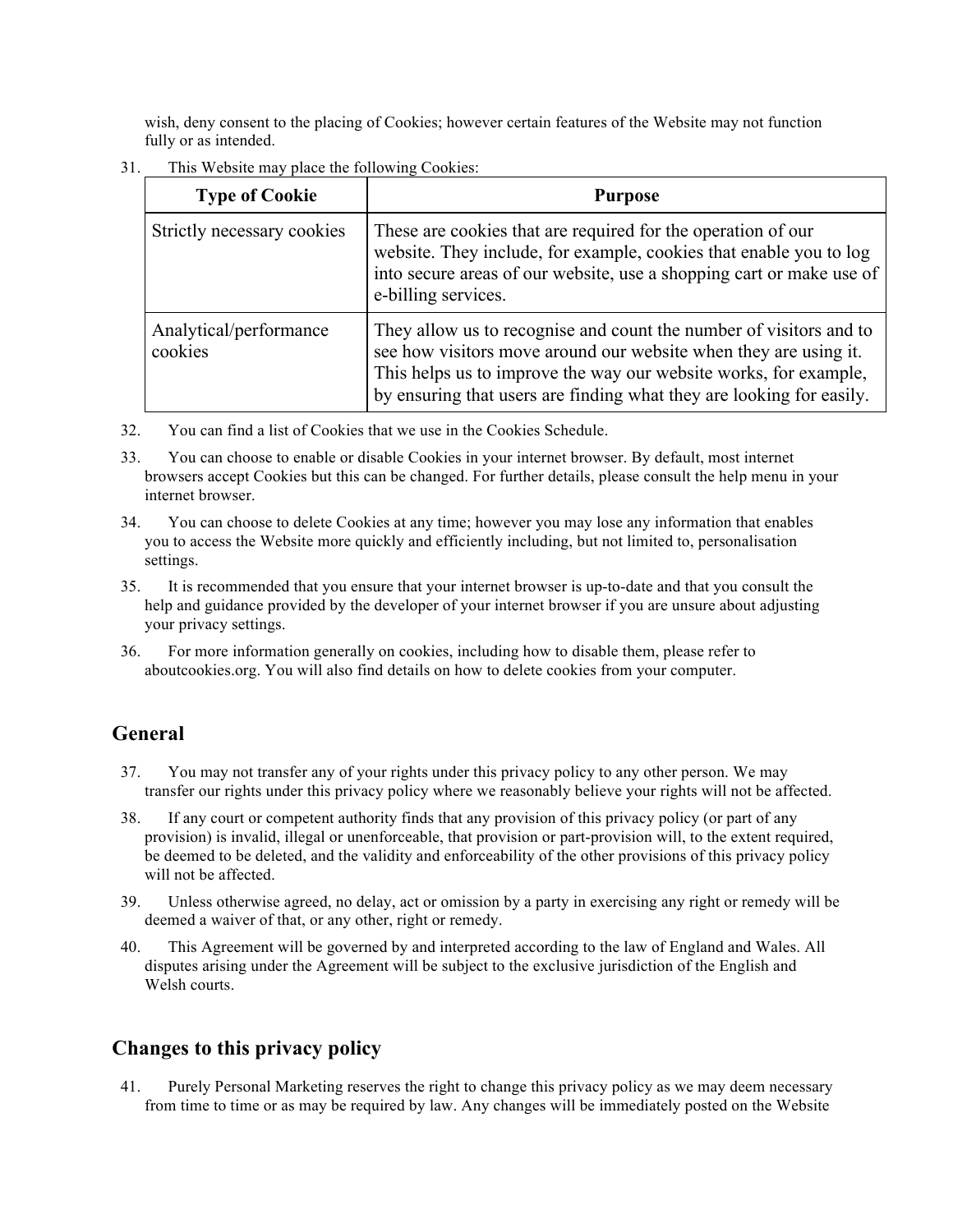wish, deny consent to the placing of Cookies; however certain features of the Website may not function fully or as intended.

31. This Website may place the following Cookies:

| Type of Cookie | Purpose |
| --- | --- |
| Strictly necessary cookies | These are cookies that are required for the operation of our website. They include, for example, cookies that enable you to log into secure areas of our website, use a shopping cart or make use of e-billing services. |
| Analytical/performance cookies | They allow us to recognise and count the number of visitors and to see how visitors move around our website when they are using it. This helps us to improve the way our website works, for example, by ensuring that users are finding what they are looking for easily. |

32. You can find a list of Cookies that we use in the Cookies Schedule.

33. You can choose to enable or disable Cookies in your internet browser. By default, most internet browsers accept Cookies but this can be changed. For further details, please consult the help menu in your internet browser.

34. You can choose to delete Cookies at any time; however you may lose any information that enables you to access the Website more quickly and efficiently including, but not limited to, personalisation settings.

35. It is recommended that you ensure that your internet browser is up-to-date and that you consult the help and guidance provided by the developer of your internet browser if you are unsure about adjusting your privacy settings.

36. For more information generally on cookies, including how to disable them, please refer to aboutcookies.org. You will also find details on how to delete cookies from your computer.

## General

37. You may not transfer any of your rights under this privacy policy to any other person. We may transfer our rights under this privacy policy where we reasonably believe your rights will not be affected.

38. If any court or competent authority finds that any provision of this privacy policy (or part of any provision) is invalid, illegal or unenforceable, that provision or part-provision will, to the extent required, be deemed to be deleted, and the validity and enforceability of the other provisions of this privacy policy will not be affected.

39. Unless otherwise agreed, no delay, act or omission by a party in exercising any right or remedy will be deemed a waiver of that, or any other, right or remedy.

40. This Agreement will be governed by and interpreted according to the law of England and Wales. All disputes arising under the Agreement will be subject to the exclusive jurisdiction of the English and Welsh courts.

## Changes to this privacy policy

41. Purely Personal Marketing reserves the right to change this privacy policy as we may deem necessary from time to time or as may be required by law. Any changes will be immediately posted on the Website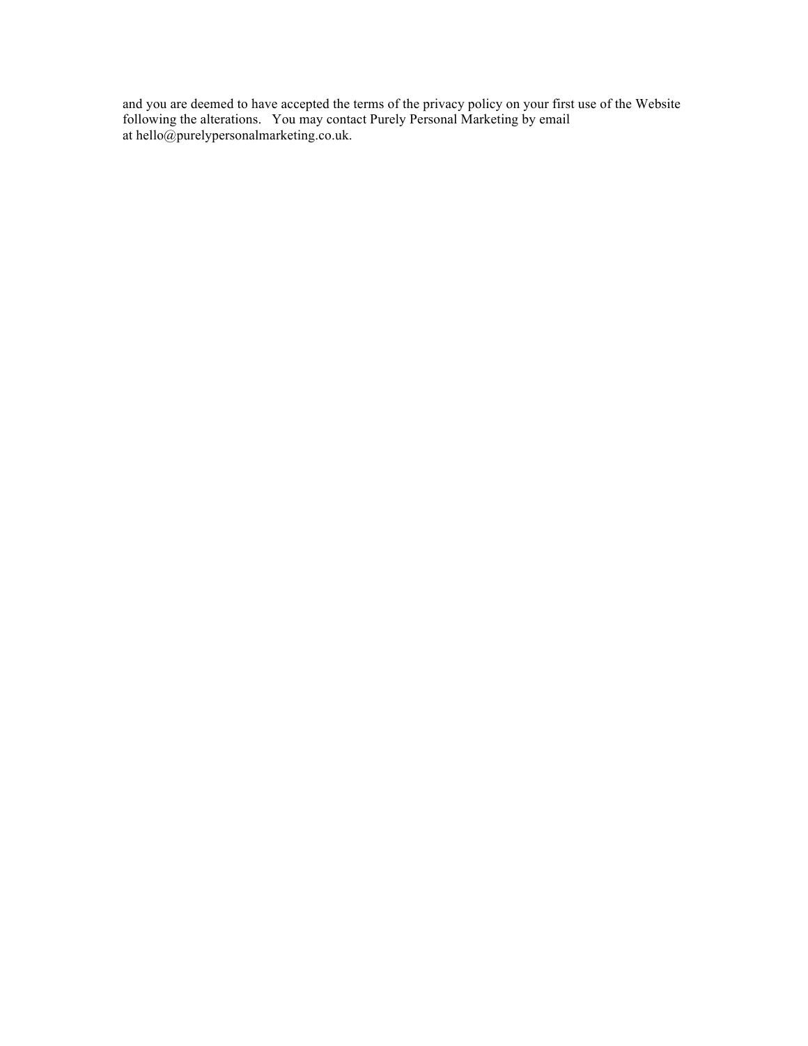and you are deemed to have accepted the terms of the privacy policy on your first use of the Website following the alterations. You may contact Purely Personal Marketing by email at hello@purelypersonalmarketing.co.uk.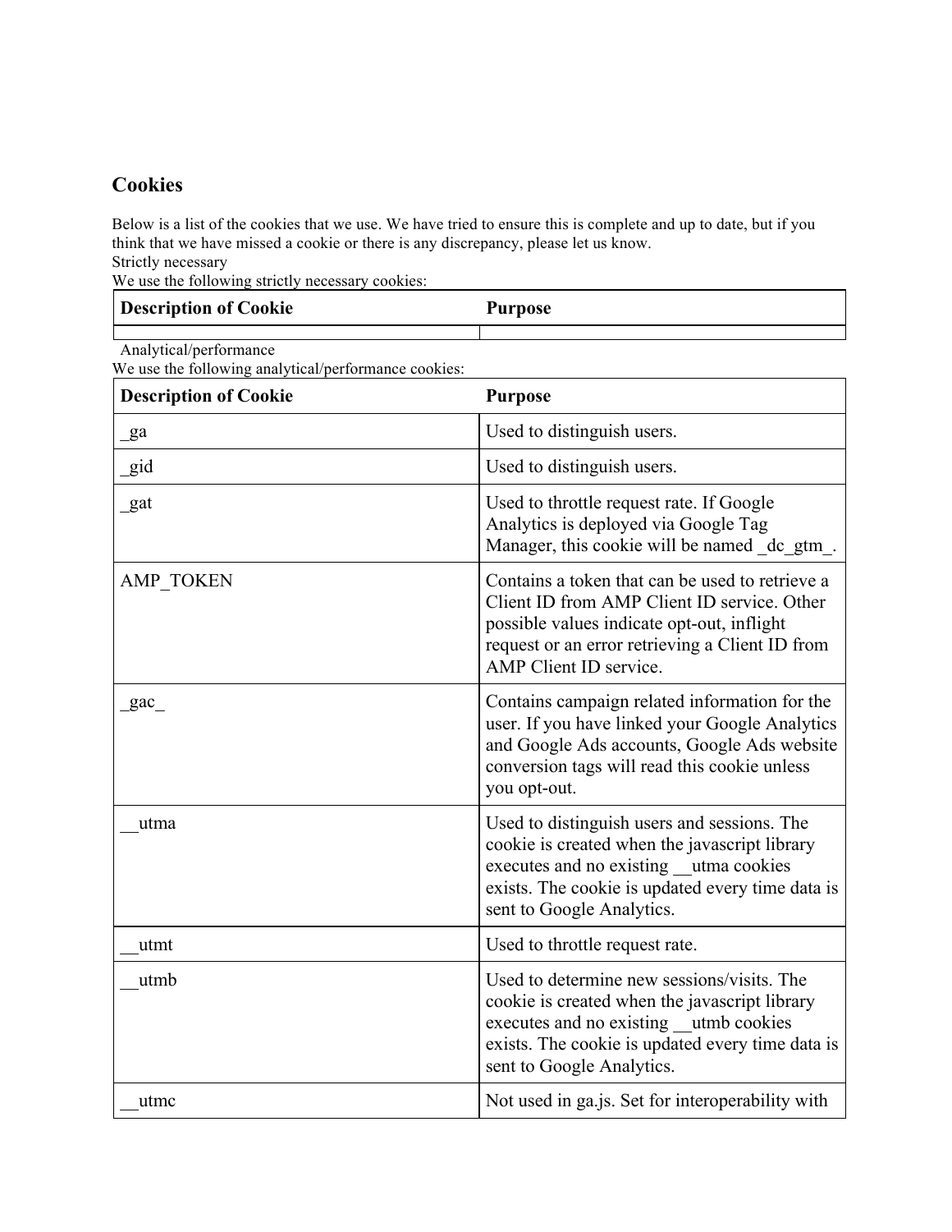## Cookies

Below is a list of the cookies that we use. We have tried to ensure this is complete and up to date, but if you think that we have missed a cookie or there is any discrepancy, please let us know.

Strictly necessary

We use the following strictly necessary cookies:

| Description of Cookie | Purpose |
|---|---|
| | |

Analytical/performance

We use the following analytical/performance cookies:

| Description of Cookie | Purpose |
|---|---|
| _ga | Used to distinguish users. |
| _gid | Used to distinguish users. |
| _gat | Used to throttle request rate. If Google Analytics is deployed via Google Tag Manager, this cookie will be named _dc_gtm_. |
| AMP_TOKEN | Contains a token that can be used to retrieve a Client ID from AMP Client ID service. Other possible values indicate opt-out, inflight request or an error retrieving a Client ID from AMP Client ID service. |
| _gac_ | Contains campaign related information for the user. If you have linked your Google Analytics and Google Ads accounts, Google Ads website conversion tags will read this cookie unless you opt-out. |
| __utma | Used to distinguish users and sessions. The cookie is created when the javascript library executes and no existing __utma cookies exists. The cookie is updated every time data is sent to Google Analytics. |
| __utmt | Used to throttle request rate. |
| __utmb | Used to determine new sessions/visits. The cookie is created when the javascript library executes and no existing __utmb cookies exists. The cookie is updated every time data is sent to Google Analytics. |
| __utmc | Not used in ga.js. Set for interoperability with |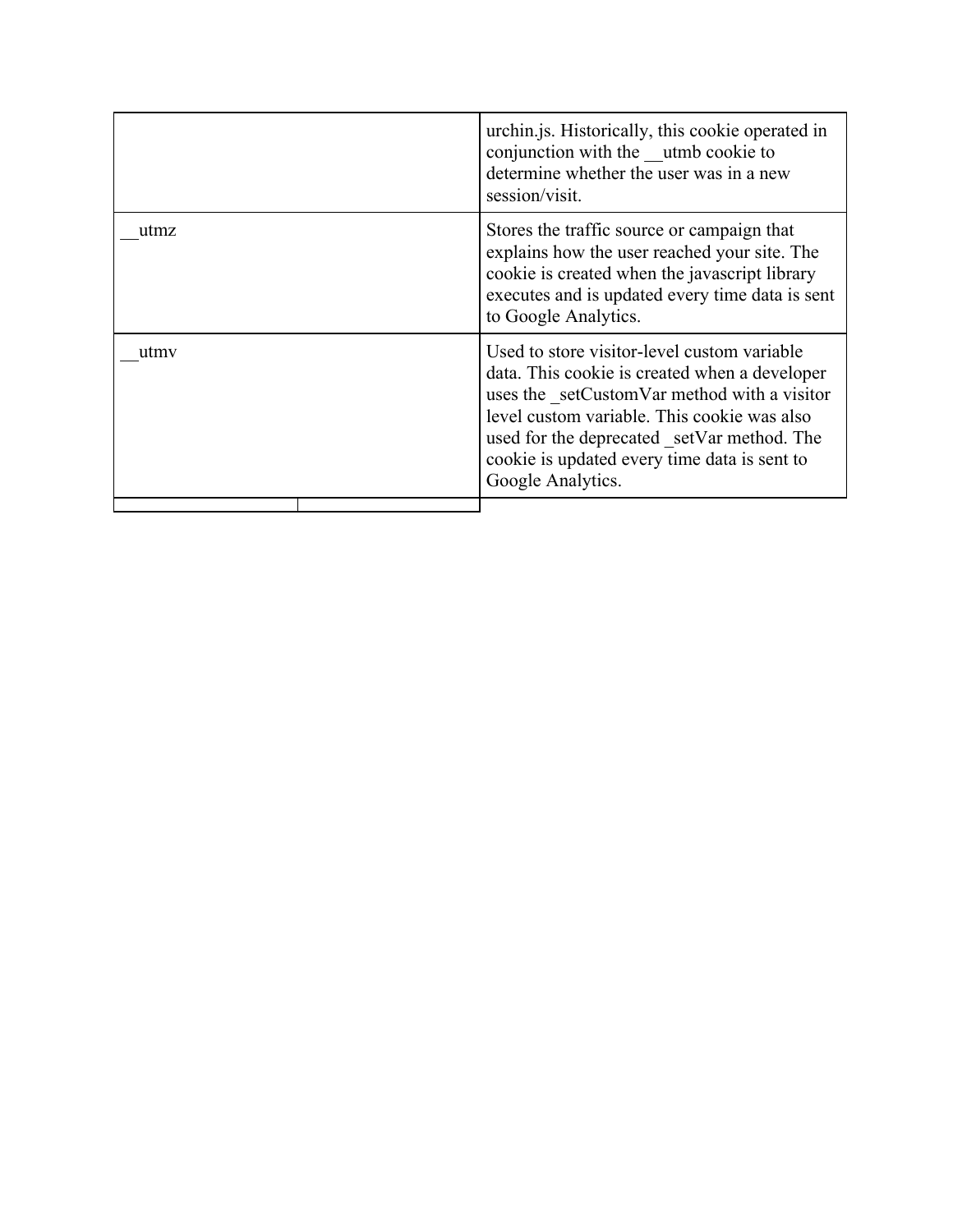| | |
|---|---|
| | urchin.js. Historically, this cookie operated in conjunction with the __utmb cookie to determine whether the user was in a new session/visit. |
| __utmz | Stores the traffic source or campaign that explains how the user reached your site. The cookie is created when the javascript library executes and is updated every time data is sent to Google Analytics. |
| __utmv | Used to store visitor-level custom variable data. This cookie is created when a developer uses the _setCustomVar method with a visitor level custom variable. This cookie was also used for the deprecated _setVar method. The cookie is updated every time data is sent to Google Analytics. |